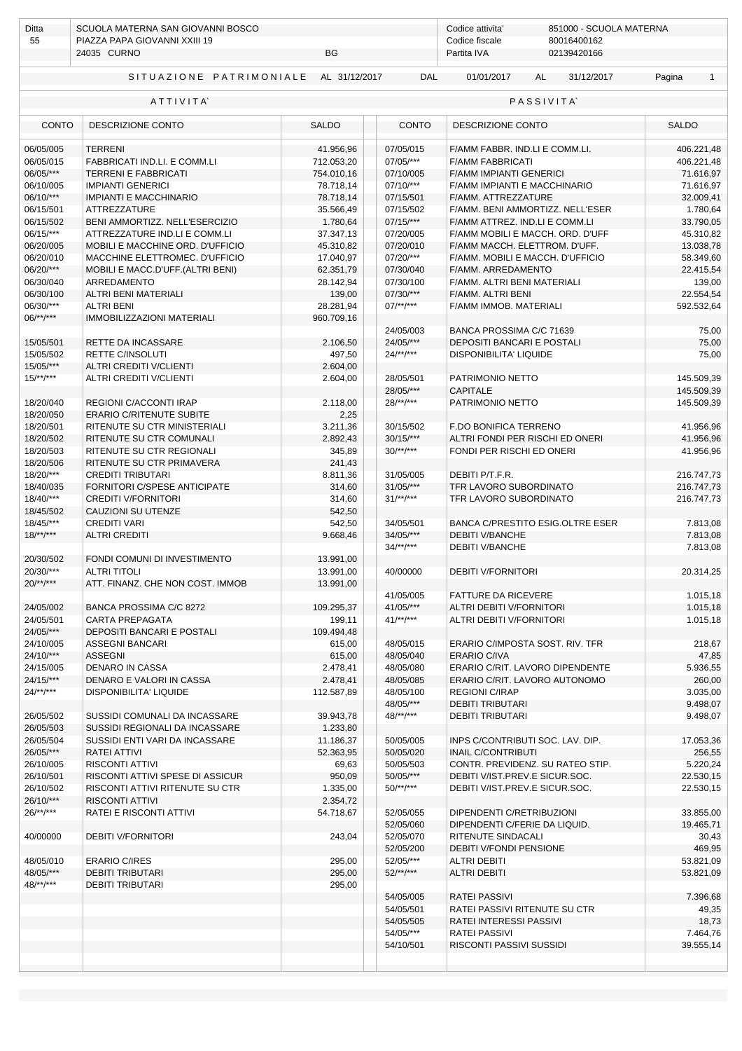| Ditta | SCUOLA MATERNA SAN GIOVANNI BOSCO | Codice attivita' | 851000 - SCUOLA MATERNA |
|---|---|---|---|
| 55 | PIAZZA PAPA GIOVANNI XXIII 19 | Codice fiscale | 80016400162 |
| | 24035 CURNO BG | Partita IVA | 02139420166 |

SITUAZIONE PATRIMONIALE AL 31/12/2017 DAL 01/01/2017 AL 31/12/2017

| ATTIVITA` | | | PASSIVITA` | | |
|---|---|---|---|---|---|
| CONTO | DESCRIZIONE CONTO | SALDO | CONTO | DESCRIZIONE CONTO | SALDO |
| 06/05/005 | TERRENI | 41.956,96 | 07/05/015 | F/AMM FABBR. IND.LI E COMM.LI. | 406.221,48 |
| 06/05/015 | FABBRICATI IND.LI. E COMM.LI | 712.053,20 | 07/05/*** | F/AMM FABBRICATI | 406.221,48 |
| 06/05/*** | TERRENI E FABBRICATI | 754.010,16 | 07/10/005 | F/AMM IMPIANTI GENERICI | 71.616,97 |
| 06/10/005 | IMPIANTI GENERICI | 78.718,14 | 07/10/*** | F/AMM IMPIANTI E MACCHINARIO | 71.616,97 |
| 06/10/*** | IMPIANTI E MACCHINARIO | 78.718,14 | 07/15/501 | F/AMM. ATTREZZATURE | 32.009,41 |
| 06/15/501 | ATTREZZATURE | 35.566,49 | 07/15/502 | F/AMM. BENI AMMORTIZZ. NELL'ESER | 1.780,64 |
| 06/15/502 | BENI AMMORTIZZ. NELL'ESERCIZIO | 1.780,64 | 07/15/*** | F/AMM ATTREZ. IND.LI E COMM.LI | 33.790,05 |
| 06/15/*** | ATTREZZATURE IND.LI E COMM.LI | 37.347,13 | 07/20/005 | F/AMM MOBILI E MACCH. ORD. D'UFF | 45.310,82 |
| 06/20/005 | MOBILI E MACCHINE ORD. D'UFFICIO | 45.310,82 | 07/20/010 | F/AMM MACCH. ELETTROM. D'UFF. | 13.038,78 |
| 06/20/010 | MACCHINE ELETTROMEC. D'UFFICIO | 17.040,97 | 07/20/*** | F/AMM. MOBILI E MACCH. D'UFFICIO | 58.349,60 |
| 06/20/*** | MOBILI E MACC.D'UFF.(ALTRI BENI) | 62.351,79 | 07/30/040 | F/AMM. ARREDAMENTO | 22.415,54 |
| 06/30/040 | ARREDAMENTO | 28.142,94 | 07/30/100 | F/AMM. ALTRI BENI MATERIALI | 139,00 |
| 06/30/100 | ALTRI BENI MATERIALI | 139,00 | 07/30/*** | F/AMM. ALTRI BENI | 22.554,54 |
| 06/30/*** | ALTRI BENI | 28.281,94 | 07/**/*** | F/AMM IMMOB. MATERIALI | 592.532,64 |
| 06/**/*** | IMMOBILIZZAZIONI MATERIALI | 960.709,16 | | | |
| | | | 24/05/003 | BANCA PROSSIMA C/C 71639 | 75,00 |
| 15/05/501 | RETTE DA INCASSARE | 2.106,50 | 24/05/*** | DEPOSITI BANCARI E POSTALI | 75,00 |
| 15/05/502 | RETTE C/INSOLUTI | 497,50 | 24/**/*** | DISPONIBILITA' LIQUIDE | 75,00 |
| 15/05/*** | ALTRI CREDITI V/CLIENTI | 2.604,00 | | | |
| 15/**/*** | ALTRI CREDITI V/CLIENTI | 2.604,00 | 28/05/501 | PATRIMONIO NETTO | 145.509,39 |
| | | | 28/05/*** | CAPITALE | 145.509,39 |
| 18/20/040 | REGIONI C/ACCONTI IRAP | 2.118,00 | 28/**/*** | PATRIMONIO NETTO | 145.509,39 |
| 18/20/050 | ERARIO C/RITENUTE SUBITE | 2,25 | | | |
| 18/20/501 | RITENUTE SU CTR MINISTERIALI | 3.211,36 | 30/15/502 | F.DO BONIFICA TERRENO | 41.956,96 |
| 18/20/502 | RITENUTE SU CTR COMUNALI | 2.892,43 | 30/15/*** | ALTRI FONDI PER RISCHI ED ONERI | 41.956,96 |
| 18/20/503 | RITENUTE SU CTR REGIONALI | 345,89 | 30/**/*** | FONDI PER RISCHI ED ONERI | 41.956,96 |
| 18/20/506 | RITENUTE SU CTR PRIMAVERA | 241,43 | | | |
| 18/20/*** | CREDITI TRIBUTARI | 8.811,36 | 31/05/005 | DEBITI P/T.F.R. | 216.747,73 |
| 18/40/035 | FORNITORI C/SPESE ANTICIPATE | 314,60 | 31/05/*** | TFR LAVORO SUBORDINATO | 216.747,73 |
| 18/40/*** | CREDITI V/FORNITORI | 314,60 | 31/**/*** | TFR LAVORO SUBORDINATO | 216.747,73 |
| 18/45/502 | CAUZIONI SU UTENZE | 542,50 | | | |
| 18/45/*** | CREDITI VARI | 542,50 | 34/05/501 | BANCA C/PRESTITO ESIG.OLTRE ESER | 7.813,08 |
| 18/**/*** | ALTRI CREDITI | 9.668,46 | 34/05/*** | DEBITI V/BANCHE | 7.813,08 |
| | | | 34/**/*** | DEBITI V/BANCHE | 7.813,08 |
| 20/30/502 | FONDI COMUNI DI INVESTIMENTO | 13.991,00 | | | |
| 20/30/*** | ALTRI TITOLI | 13.991,00 | 40/00000 | DEBITI V/FORNITORI | 20.314,25 |
| 20/**/*** | ATT. FINANZ. CHE NON COST. IMMOB | 13.991,00 | | | |
| | | | 41/05/005 | FATTURE DA RICEVERE | 1.015,18 |
| 24/05/002 | BANCA PROSSIMA C/C 8272 | 109.295,37 | 41/05/*** | ALTRI DEBITI V/FORNITORI | 1.015,18 |
| 24/05/501 | CARTA PREPAGATA | 199,11 | 41/**/*** | ALTRI DEBITI V/FORNITORI | 1.015,18 |
| 24/05/*** | DEPOSITI BANCARI E POSTALI | 109.494,48 | | | |
| 24/10/005 | ASSEGNI BANCARI | 615,00 | 48/05/015 | ERARIO C/IMPOSTA SOST. RIV. TFR | 218,67 |
| 24/10/*** | ASSEGNI | 615,00 | 48/05/040 | ERARIO C/IVA | 47,85 |
| 24/15/005 | DENARO IN CASSA | 2.478,41 | 48/05/080 | ERARIO C/RIT. LAVORO DIPENDENTE | 5.936,55 |
| 24/15/*** | DENARO E VALORI IN CASSA | 2.478,41 | 48/05/085 | ERARIO C/RIT. LAVORO AUTONOMO | 260,00 |
| 24/**/*** | DISPONIBILITA' LIQUIDE | 112.587,89 | 48/05/100 | REGIONI C/IRAP | 3.035,00 |
| | | | 48/05/*** | DEBITI TRIBUTARI | 9.498,07 |
| 26/05/502 | SUSSIDI COMUNALI DA INCASSARE | 39.943,78 | 48/**/*** | DEBITI TRIBUTARI | 9.498,07 |
| 26/05/503 | SUSSIDI REGIONALI DA INCASSARE | 1.233,80 | | | |
| 26/05/504 | SUSSIDI ENTI VARI DA INCASSARE | 11.186,37 | 50/05/005 | INPS C/CONTRIBUTI SOC. LAV. DIP. | 17.053,36 |
| 26/05/*** | RATEI ATTIVI | 52.363,95 | 50/05/020 | INAIL C/CONTRIBUTI | 256,55 |
| 26/10/005 | RISCONTI ATTIVI | 69,63 | 50/05/503 | CONTR. PREVIDENZ. SU RATEO STIP. | 5.220,24 |
| 26/10/501 | RISCONTI ATTIVI SPESE DI ASSICUR | 950,09 | 50/05/*** | DEBITI V/IST.PREV.E SICUR.SOC. | 22.530,15 |
| 26/10/502 | RISCONTI ATTIVI RITENUTE SU CTR | 1.335,00 | 50/**/*** | DEBITI V/IST.PREV.E SICUR.SOC. | 22.530,15 |
| 26/10/*** | RISCONTI ATTIVI | 2.354,72 | | | |
| 26/**/*** | RATEI E RISCONTI ATTIVI | 54.718,67 | 52/05/055 | DIPENDENTI C/RETRIBUZIONI | 33.855,00 |
| | | | 52/05/060 | DIPENDENTI C/FERIE DA LIQUID. | 19.465,71 |
| 40/00000 | DEBITI V/FORNITORI | 243,04 | 52/05/070 | RITENUTE SINDACALI | 30,43 |
| | | | 52/05/200 | DEBITI V/FONDI PENSIONE | 469,95 |
| 48/05/010 | ERARIO C/IRES | 295,00 | 52/05/*** | ALTRI DEBITI | 53.821,09 |
| 48/05/*** | DEBITI TRIBUTARI | 295,00 | 52/**/*** | ALTRI DEBITI | 53.821,09 |
| 48/**/*** | DEBITI TRIBUTARI | 295,00 | | | |
| | | | 54/05/005 | RATEI PASSIVI | 7.396,68 |
| | | | 54/05/501 | RATEI PASSIVI RITENUTE SU CTR | 49,35 |
| | | | 54/05/505 | RATEI INTERESSI PASSIVI | 18,73 |
| | | | 54/05/*** | RATEI PASSIVI | 7.464,76 |
| | | | 54/10/501 | RISCONTI PASSIVI SUSSIDI | 39.555,14 |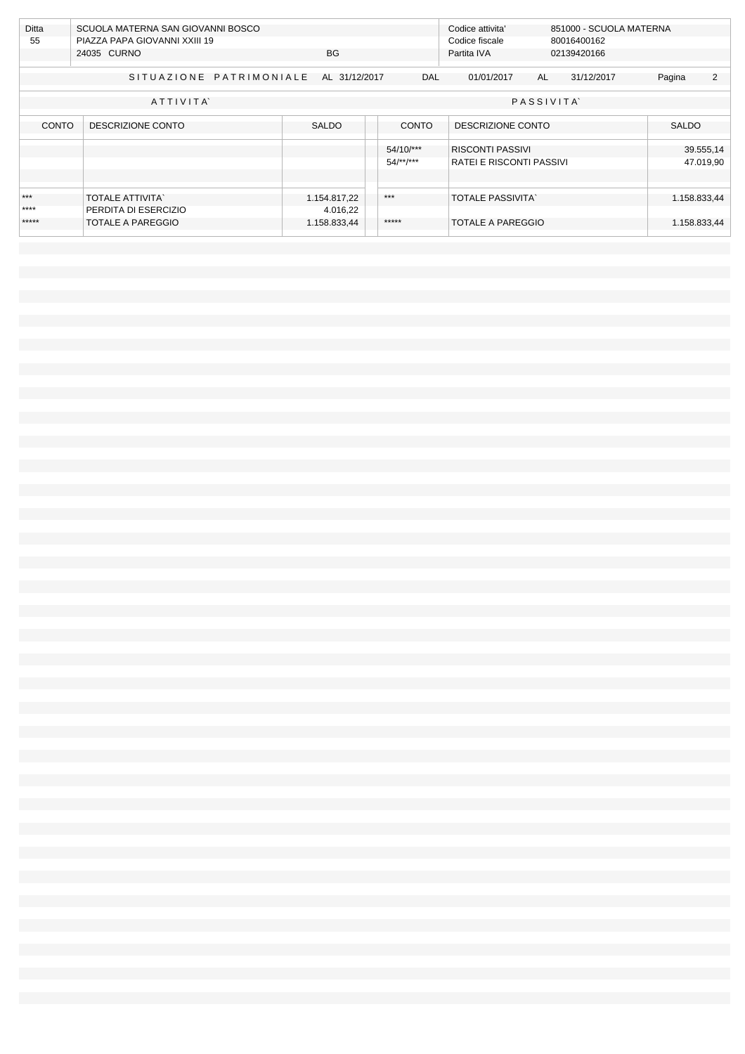| Ditta | | | | Codice attivita' | 851000 - SCUOLA MATERNA |
|---|---|---|---|---|---|
| 55 | SCUOLA MATERNA SAN GIOVANNI BOSCO | | | Codice fiscale | 80016400162 |
| | PIAZZA PAPA GIOVANNI XXIII 19 | | | Partita IVA | 02139420166 |
| | 24035 CURNO | BG | | | |

## SITUAZIONE PATRIMONIALE AL 31/12/2017 DAL 01/01/2017 AL 31/12/2017

| ATTIVITA` | | | PASSIVITA` | | |
|---|---|---|---|---|---|
| CONTO | DESCRIZIONE CONTO | SALDO | CONTO | DESCRIZIONE CONTO | SALDO |
| | | | 54/10/*** | RISCONTI PASSIVI | 39.555,14 |
| | | | 54/**/*** | RATEI E RISCONTI PASSIVI | 47.019,90 |
| *** | TOTALE ATTIVITA` | 1.154.817,22 | *** | TOTALE PASSIVITA` | 1.158.833,44 |
| **** | PERDITA DI ESERCIZIO | 4.016,22 | | | |
| ***** | TOTALE A PAREGGIO | 1.158.833,44 | ***** | TOTALE A PAREGGIO | 1.158.833,44 |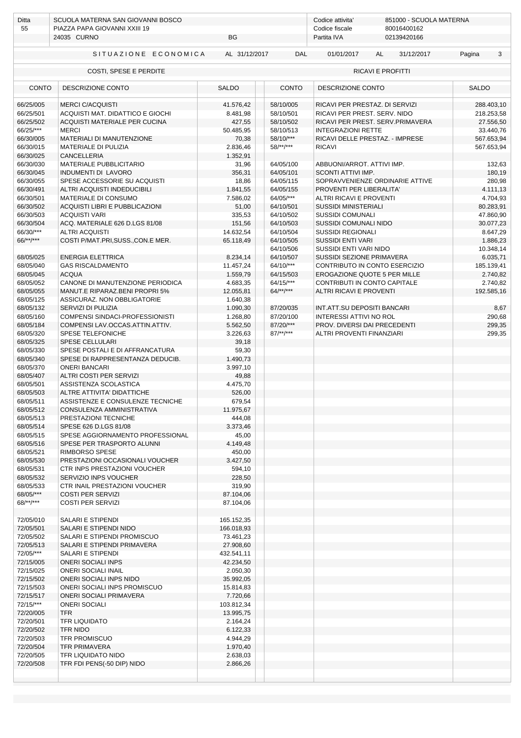| Ditta | SCUOLA MATERNA SAN GIOVANNI BOSCO | | Codice attivita' | 851000 - SCUOLA MATERNA |
|---|---|---|---|---|
| 55 | PIAZZA PAPA GIOVANNI XXIII 19 | | Codice fiscale | 80016400162 |
| | 24035 CURNO | BG | Partita IVA | 02139420166 |

**SITUAZIONE ECONOMICA AL 31/12/2017 DAL 01/01/2017 AL 31/12/2017**

| COSTI, SPESE E PERDITE | | | RICAVI E PROFITTI | | |
|---|---|---|---|---|---|
| CONTO | DESCRIZIONE CONTO | SALDO | CONTO | DESCRIZIONE CONTO | SALDO |
| 66/25/005 | MERCI C/ACQUISTI | 41.576,42 | 58/10/005 | RICAVI PER PRESTAZ. DI SERVIZI | 288.403,10 |
| 66/25/501 | ACQUISTI MAT. DIDATTICO E GIOCHI | 8.481,98 | 58/10/501 | RICAVI PER PREST. SERV. NIDO | 218.253,58 |
| 66/25/502 | ACQUISTI MATERIALE PER CUCINA | 427,55 | 58/10/502 | RICAVI PER PREST. SERV.PRIMAVERA | 27.556,50 |
| 66/25/*** | MERCI | 50.485,95 | 58/10/513 | INTEGRAZIONI RETTE | 33.440,76 |
| 66/30/005 | MATERIALI DI MANUTENZIONE | 70,38 | 58/10/*** | RICAVI DELLE PRESTAZ. - IMPRESE | 567.653,94 |
| 66/30/015 | MATERIALE DI PULIZIA | 2.836,46 | 58/**/*** | RICAVI | 567.653,94 |
| 66/30/025 | CANCELLERIA | 1.352,91 | | | |
| 66/30/030 | MATERIALE PUBBLICITARIO | 31,96 | 64/05/100 | ABBUONI/ARROT. ATTIVI IMP. | 132,63 |
| 66/30/045 | INDUMENTI DI LAVORO | 356,31 | 64/05/101 | SCONTI ATTIVI IMP. | 180,19 |
| 66/30/055 | SPESE ACCESSORIE SU ACQUISTI | 18,86 | 64/05/115 | SOPRAVVENIENZE ORDINARIE ATTIVE | 280,98 |
| 66/30/491 | ALTRI ACQUISTI INDEDUCIBILI | 1.841,55 | 64/05/155 | PROVENTI PER LIBERALITA' | 4.111,13 |
| 66/30/501 | MATERIALE DI CONSUMO | 7.586,02 | 64/05/*** | ALTRI RICAVI E PROVENTI | 4.704,93 |
| 66/30/502 | ACQUISTI LIBRI E PUBBLICAZIONI | 51,00 | 64/10/501 | SUSSIDI MINISTERIALI | 80.283,91 |
| 66/30/503 | ACQUISTI VARI | 335,53 | 64/10/502 | SUSSIDI COMUNALI | 47.860,90 |
| 66/30/504 | ACQ. MATERIALE 626 D.LGS 81/08 | 151,56 | 64/10/503 | SUSSIDI COMUNALI NIDO | 30.077,23 |
| 66/30/*** | ALTRI ACQUISTI | 14.632,54 | 64/10/504 | SUSSIDI REGIONALI | 8.647,29 |
| 66/**/*** | COSTI P/MAT.PRI,SUSS.,CON.E MER. | 65.118,49 | 64/10/505 | SUSSIDI ENTI VARI | 1.886,23 |
| | | | 64/10/506 | SUSSIDI ENTI VARI NIDO | 10.348,14 |
| 68/05/025 | ENERGIA ELETTRICA | 8.234,14 | 64/10/507 | SUSSIDI SEZIONE PRIMAVERA | 6.035,71 |
| 68/05/040 | GAS RISCALDAMENTO | 11.457,24 | 64/10/*** | CONTRIBUTO IN CONTO ESERCIZIO | 185.139,41 |
| 68/05/045 | ACQUA | 1.559,79 | 64/15/503 | EROGAZIONE QUOTE 5 PER MILLE | 2.740,82 |
| 68/05/052 | CANONE DI MANUTENZIONE PERIODICA | 4.683,35 | 64/15/*** | CONTRIBUTI IN CONTO CAPITALE | 2.740,82 |
| 68/05/055 | MANUT.E RIPARAZ.BENI PROPRI 5% | 12.055,81 | 64/**/*** | ALTRI RICAVI E PROVENTI | 192.585,16 |
| 68/05/125 | ASSICURAZ. NON OBBLIGATORIE | 1.640,38 | | | |
| 68/05/132 | SERVIZI DI PULIZIA | 1.090,30 | 87/20/035 | INT.ATT.SU DEPOSITI BANCARI | 8,67 |
| 68/05/160 | COMPENSI SINDACI-PROFESSIONISTI | 1.268,80 | 87/20/100 | INTERESSI ATTIVI NO ROL | 290,68 |
| 68/05/184 | COMPENSI LAV.OCCAS.ATTIN.ATTIV. | 5.562,50 | 87/20/*** | PROV. DIVERSI DAI PRECEDENTI | 299,35 |
| 68/05/320 | SPESE TELEFONICHE | 3.226,63 | 87/**/*** | ALTRI PROVENTI FINANZIARI | 299,35 |
| 68/05/325 | SPESE CELLULARI | 39,18 | | | |
| 68/05/330 | SPESE POSTALI E DI AFFRANCATURA | 59,30 | | | |
| 68/05/340 | SPESE DI RAPPRESENTANZA DEDUCIB. | 1.490,73 | | | |
| 68/05/370 | ONERI BANCARI | 3.997,10 | | | |
| 68/05/407 | ALTRI COSTI PER SERVIZI | 49,88 | | | |
| 68/05/501 | ASSISTENZA SCOLASTICA | 4.475,70 | | | |
| 68/05/503 | ALTRE ATTIVITA' DIDATTICHE | 526,00 | | | |
| 68/05/511 | ASSISTENZE E CONSULENZE TECNICHE | 679,54 | | | |
| 68/05/512 | CONSULENZA AMMINISTRATIVA | 11.975,67 | | | |
| 68/05/513 | PRESTAZIONI TECNICHE | 444,08 | | | |
| 68/05/514 | SPESE 626 D.LGS 81/08 | 3.373,46 | | | |
| 68/05/515 | SPESE AGGIORNAMENTO PROFESSIONAL | 45,00 | | | |
| 68/05/516 | SPESE PER TRASPORTO ALUNNI | 4.149,48 | | | |
| 68/05/521 | RIMBORSO SPESE | 450,00 | | | |
| 68/05/530 | PRESTAZIONI OCCASIONALI VOUCHER | 3.427,50 | | | |
| 68/05/531 | CTR INPS PRESTAZIONI VOUCHER | 594,10 | | | |
| 68/05/532 | SERVIZIO INPS VOUCHER | 228,50 | | | |
| 68/05/533 | CTR INAIL PRESTAZIONI VOUCHER | 319,90 | | | |
| 68/05/*** | COSTI PER SERVIZI | 87.104,06 | | | |
| 68/**/*** | COSTI PER SERVIZI | 87.104,06 | | | |
| | | | | | |
| 72/05/010 | SALARI E STIPENDI | 165.152,35 | | | |
| 72/05/501 | SALARI E STIPENDI NIDO | 166.018,93 | | | |
| 72/05/502 | SALARI E STIPENDI PROMISCUO | 73.461,23 | | | |
| 72/05/513 | SALARI E STIPENDI PRIMAVERA | 27.908,60 | | | |
| 72/05/*** | SALARI E STIPENDI | 432.541,11 | | | |
| 72/15/005 | ONERI SOCIALI INPS | 42.234,50 | | | |
| 72/15/025 | ONERI SOCIALI INAIL | 2.050,30 | | | |
| 72/15/502 | ONERI SOCIALI INPS NIDO | 35.992,05 | | | |
| 72/15/503 | ONERI SOCIALI INPS PROMISCUO | 15.814,83 | | | |
| 72/15/517 | ONERI SOCIALI PRIMAVERA | 7.720,66 | | | |
| 72/15/*** | ONERI SOCIALI | 103.812,34 | | | |
| 72/20/005 | TFR | 13.995,75 | | | |
| 72/20/501 | TFR LIQUIDATO | 2.164,24 | | | |
| 72/20/502 | TFR NIDO | 6.122,33 | | | |
| 72/20/503 | TFR PROMISCUO | 4.944,29 | | | |
| 72/20/504 | TFR PRIMAVERA | 1.970,40 | | | |
| 72/20/505 | TFR LIQUIDATO NIDO | 2.638,03 | | | |
| 72/20/508 | TFR FDI PENS(-50 DIP) NIDO | 2.866,26 | | | |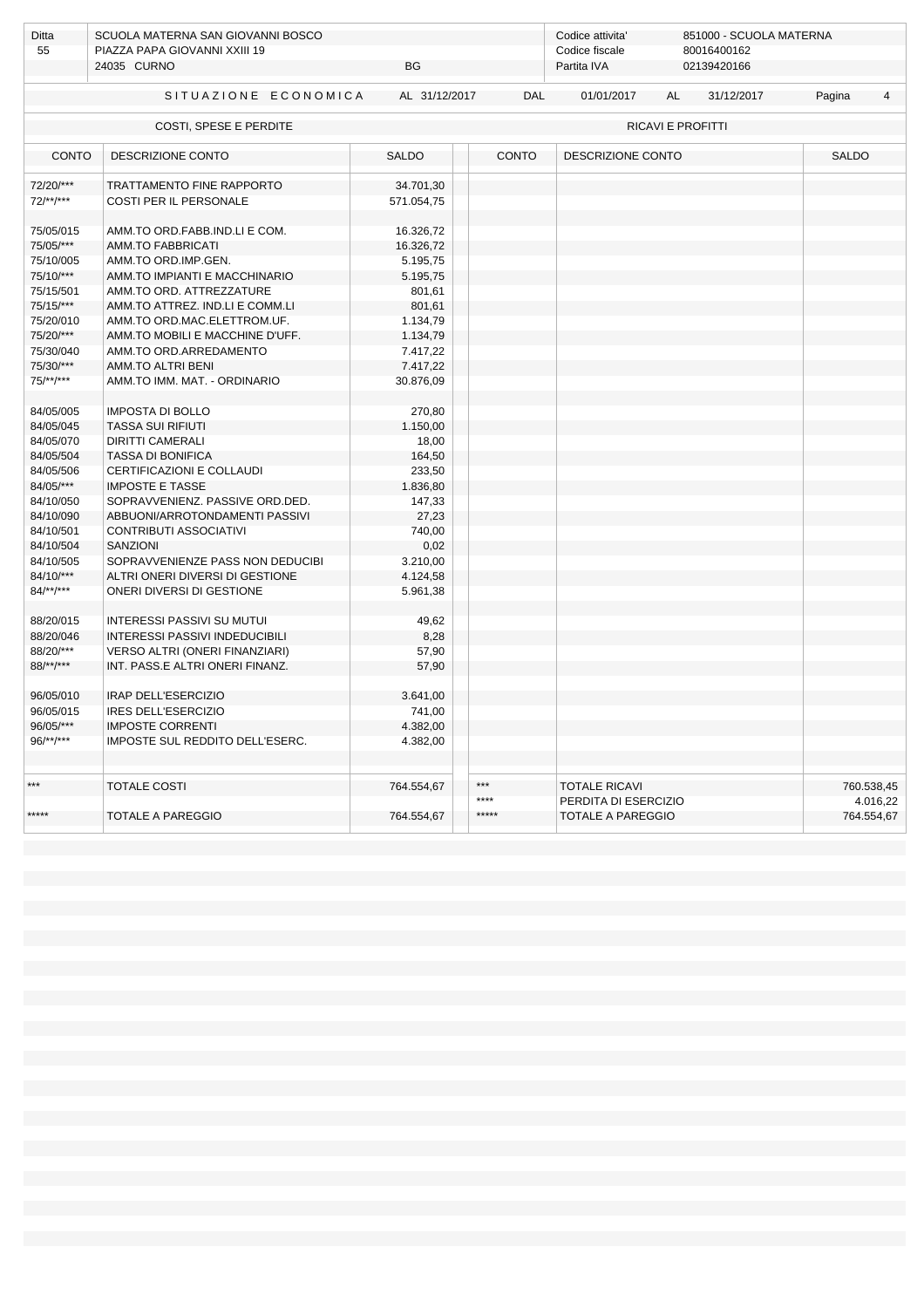| Ditta | SCUOLA MATERNA SAN GIOVANNI BOSCO | Codice attivita' | 851000 - SCUOLA MATERNA |
|---|---|---|---|
| 55 | PIAZZA PAPA GIOVANNI XXIII 19 | Codice fiscale | 80016400162 |
| | 24035 CURNO BG | Partita IVA | 02139420166 |

## SITUAZIONE ECONOMICA AL 31/12/2017 DAL 01/01/2017 AL 31/12/2017

| COSTI, SPESE E PERDITE | | | RICAVI E PROFITTI | | |
|---|---|---|---|---|---|
| CONTO | DESCRIZIONE CONTO | SALDO | CONTO | DESCRIZIONE CONTO | SALDO |
| 72/20/*** | TRATTAMENTO FINE RAPPORTO | 34.701,30 | | | |
| 72/**/*** | COSTI PER IL PERSONALE | 571.054,75 | | | |
| 75/05/015 | AMM.TO ORD.FABB.IND.LI E COM. | 16.326,72 | | | |
| 75/05/*** | AMM.TO FABBRICATI | 16.326,72 | | | |
| 75/10/005 | AMM.TO ORD.IMP.GEN. | 5.195,75 | | | |
| 75/10/*** | AMM.TO IMPIANTI E MACCHINARIO | 5.195,75 | | | |
| 75/15/501 | AMM.TO ORD. ATTREZZATURE | 801,61 | | | |
| 75/15/*** | AMM.TO ATTREZ. IND.LI E COMM.LI | 801,61 | | | |
| 75/20/010 | AMM.TO ORD.MAC.ELETTROM.UF. | 1.134,79 | | | |
| 75/20/*** | AMM.TO MOBILI E MACCHINE D'UFF. | 1.134,79 | | | |
| 75/30/040 | AMM.TO ORD.ARREDAMENTO | 7.417,22 | | | |
| 75/30/*** | AMM.TO ALTRI BENI | 7.417,22 | | | |
| 75/**/*** | AMM.TO IMM. MAT. - ORDINARIO | 30.876,09 | | | |
| 84/05/005 | IMPOSTA DI BOLLO | 270,80 | | | |
| 84/05/045 | TASSA SUI RIFIUTI | 1.150,00 | | | |
| 84/05/070 | DIRITTI CAMERALI | 18,00 | | | |
| 84/05/504 | TASSA DI BONIFICA | 164,50 | | | |
| 84/05/506 | CERTIFICAZIONI E COLLAUDI | 233,50 | | | |
| 84/05/*** | IMPOSTE E TASSE | 1.836,80 | | | |
| 84/10/050 | SOPRAVVENIENZ. PASSIVE ORD.DED. | 147,33 | | | |
| 84/10/090 | ABBUONI/ARROTONDAMENTI PASSIVI | 27,23 | | | |
| 84/10/501 | CONTRIBUTI ASSOCIATIVI | 740,00 | | | |
| 84/10/504 | SANZIONI | 0,02 | | | |
| 84/10/505 | SOPRAVVENIENZE PASS NON DEDUCIBI | 3.210,00 | | | |
| 84/10/*** | ALTRI ONERI DIVERSI DI GESTIONE | 4.124,58 | | | |
| 84/**/*** | ONERI DIVERSI DI GESTIONE | 5.961,38 | | | |
| 88/20/015 | INTERESSI PASSIVI SU MUTUI | 49,62 | | | |
| 88/20/046 | INTERESSI PASSIVI INDEDUCIBILI | 8,28 | | | |
| 88/20/*** | VERSO ALTRI (ONERI FINANZIARI) | 57,90 | | | |
| 88/**/*** | INT. PASS.E ALTRI ONERI FINANZ. | 57,90 | | | |
| 96/05/010 | IRAP DELL'ESERCIZIO | 3.641,00 | | | |
| 96/05/015 | IRES DELL'ESERCIZIO | 741,00 | | | |
| 96/05/*** | IMPOSTE CORRENTI | 4.382,00 | | | |
| 96/**/*** | IMPOSTE SUL REDDITO DELL'ESERC. | 4.382,00 | | | |
| *** | TOTALE COSTI | 764.554,67 | *** | TOTALE RICAVI | 760.538,45 |
| | | | **** | PERDITA DI ESERCIZIO | 4.016,22 |
| ***** | TOTALE A PAREGGIO | 764.554,67 | ***** | TOTALE A PAREGGIO | 764.554,67 |